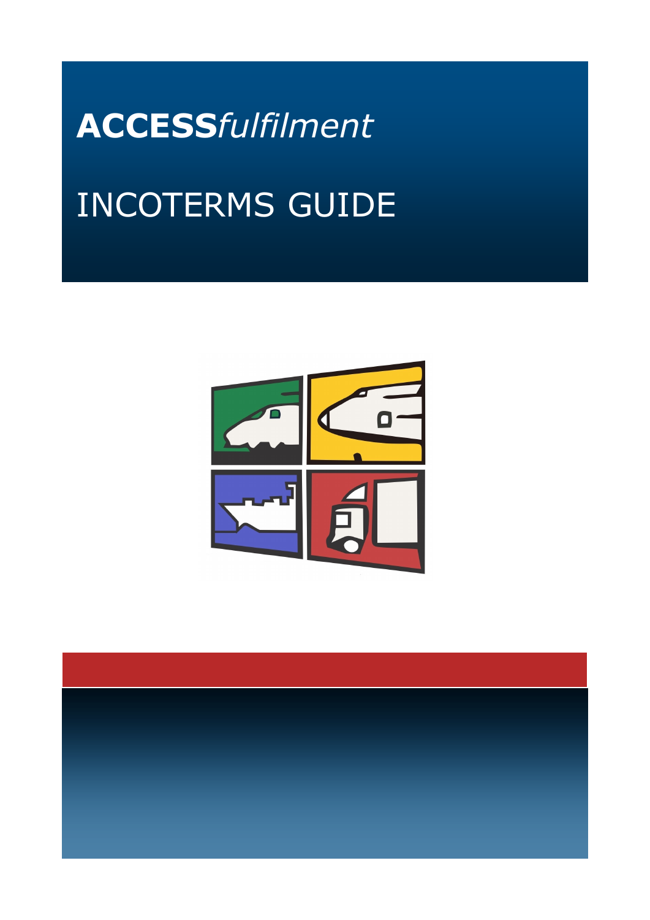**ACCESS***fulfilment*

# INCOTERMS GUIDE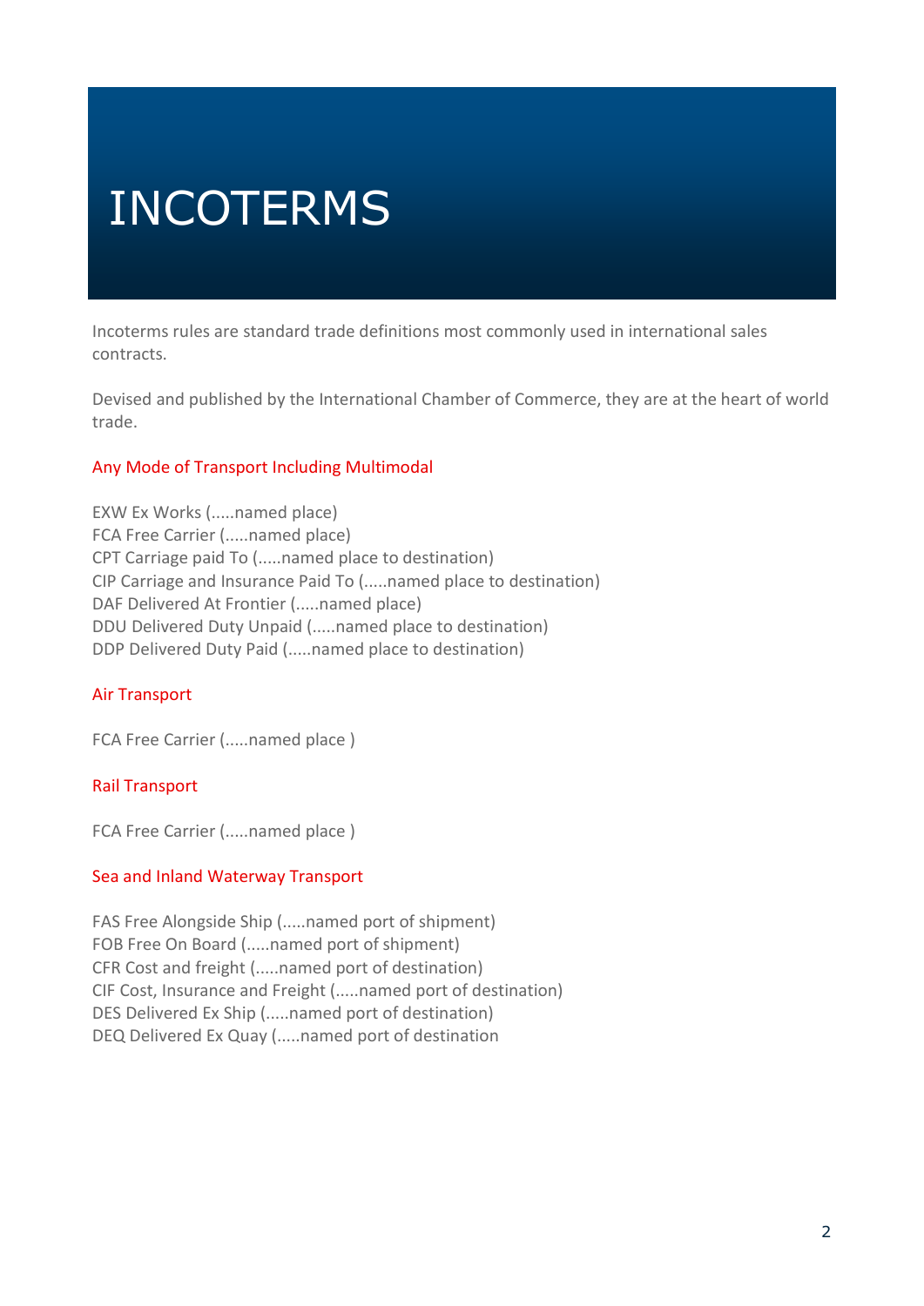# INCOTERMS

Incoterms rules are standard trade definitions most commonly used in international sales contracts.

Devised and published by the International Chamber of Commerce, they are at the heart of world trade.

## Any Mode of Transport Including Multimodal

EXW Ex Works (.....named place)  
FCA Free Carrier (.....named place)  
CPT Carriage paid To (.....named place to destination)  
CIP Carriage and Insurance Paid To (.....named place to destination)  
DAF Delivered At Frontier (.....named place)  
DDU Delivered Duty Unpaid (.....named place to destination)  
DDP Delivered Duty Paid (.....named place to destination)

## Air Transport

FCA Free Carrier (.....named place )

## Rail Transport

FCA Free Carrier (.....named place )

## Sea and Inland Waterway Transport

FAS Free Alongside Ship (.....named port of shipment)  
FOB Free On Board (.....named port of shipment)  
CFR Cost and freight (.....named port of destination)  
CIF Cost, Insurance and Freight (.....named port of destination)  
DES Delivered Ex Ship (.....named port of destination)  
DEQ Delivered Ex Quay (.....named port of destination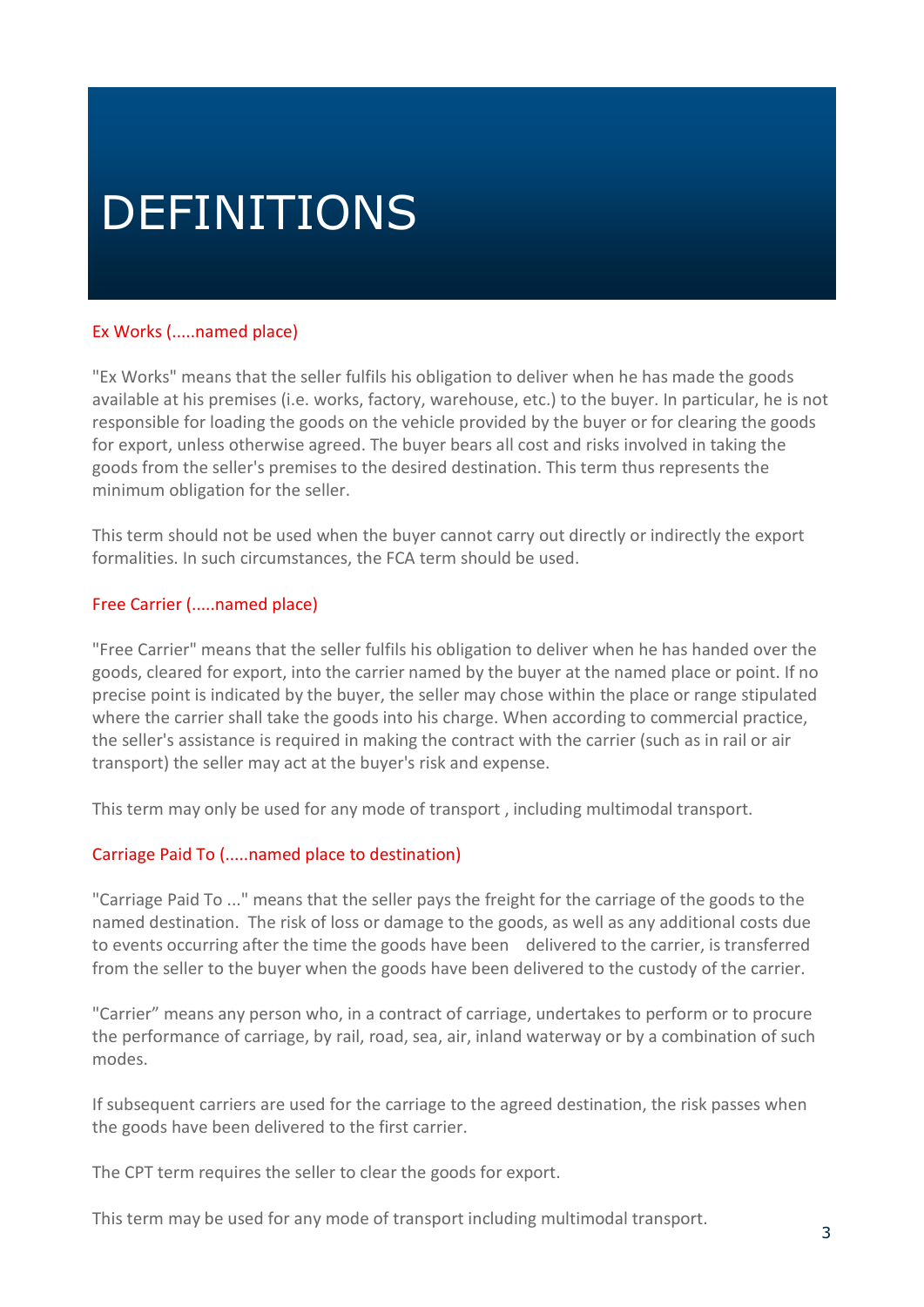# DEFINITIONS

## Ex Works (.....named place)

"Ex Works" means that the seller fulfils his obligation to deliver when he has made the goods available at his premises (i.e. works, factory, warehouse, etc.) to the buyer. In particular, he is not responsible for loading the goods on the vehicle provided by the buyer or for clearing the goods for export, unless otherwise agreed. The buyer bears all cost and risks involved in taking the goods from the seller's premises to the desired destination. This term thus represents the minimum obligation for the seller.

This term should not be used when the buyer cannot carry out directly or indirectly the export formalities. In such circumstances, the FCA term should be used.

## Free Carrier (.....named place)

"Free Carrier" means that the seller fulfils his obligation to deliver when he has handed over the goods, cleared for export, into the carrier named by the buyer at the named place or point. If no precise point is indicated by the buyer, the seller may chose within the place or range stipulated where the carrier shall take the goods into his charge. When according to commercial practice, the seller's assistance is required in making the contract with the carrier (such as in rail or air transport) the seller may act at the buyer's risk and expense.

This term may only be used for any mode of transport , including multimodal transport.

## Carriage Paid To (.....named place to destination)

"Carriage Paid To ..." means that the seller pays the freight for the carriage of the goods to the named destination. The risk of loss or damage to the goods, as well as any additional costs due to events occurring after the time the goods have been delivered to the carrier, is transferred from the seller to the buyer when the goods have been delivered to the custody of the carrier.

"Carrier" means any person who, in a contract of carriage, undertakes to perform or to procure the performance of carriage, by rail, road, sea, air, inland waterway or by a combination of such modes.

If subsequent carriers are used for the carriage to the agreed destination, the risk passes when the goods have been delivered to the first carrier.

The CPT term requires the seller to clear the goods for export.

This term may be used for any mode of transport including multimodal transport.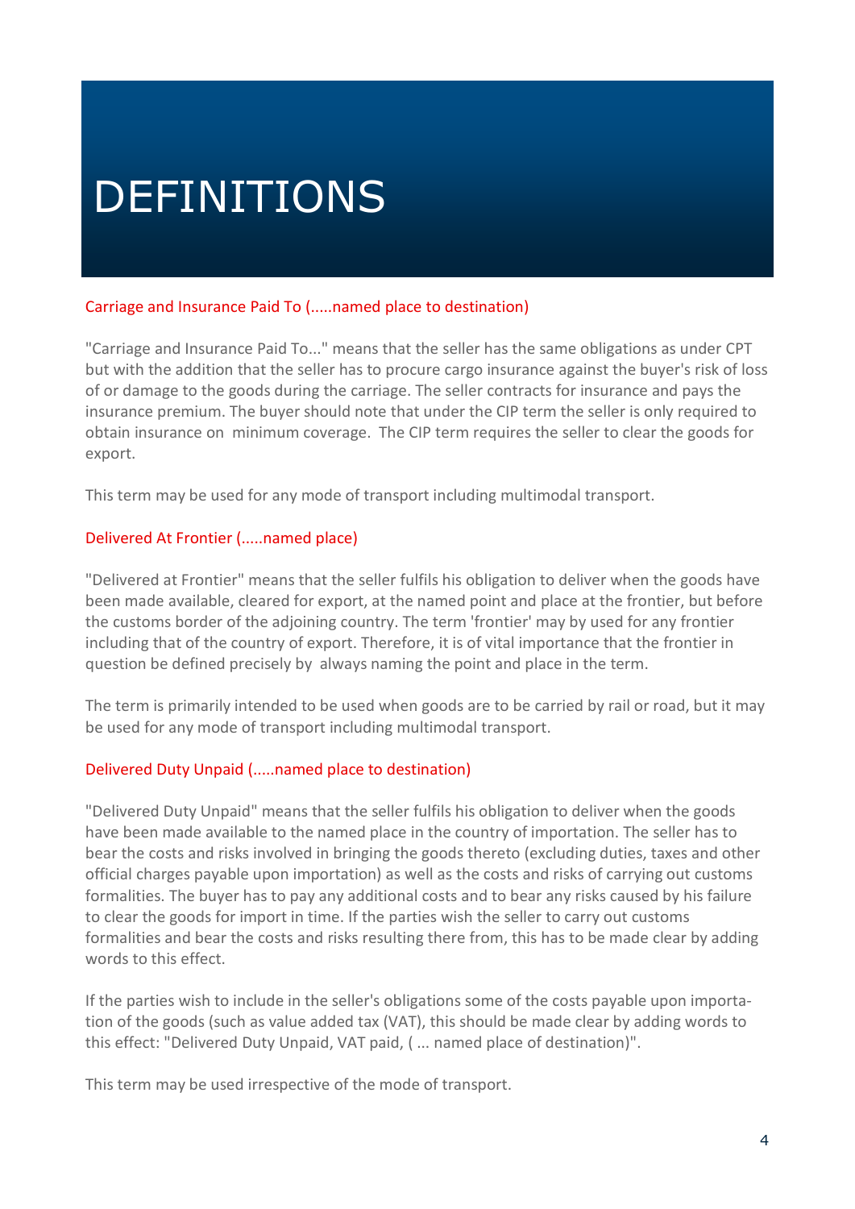# DEFINITIONS

### Carriage and Insurance Paid To (.....named place to destination)

"Carriage and Insurance Paid To..." means that the seller has the same obligations as under CPT but with the addition that the seller has to procure cargo insurance against the buyer's risk of loss of or damage to the goods during the carriage. The seller contracts for insurance and pays the insurance premium. The buyer should note that under the CIP term the seller is only required to obtain insurance on minimum coverage. The CIP term requires the seller to clear the goods for export.

This term may be used for any mode of transport including multimodal transport.

### Delivered At Frontier (.....named place)

"Delivered at Frontier" means that the seller fulfils his obligation to deliver when the goods have been made available, cleared for export, at the named point and place at the frontier, but before the customs border of the adjoining country. The term 'frontier' may by used for any frontier including that of the country of export. Therefore, it is of vital importance that the frontier in question be defined precisely by always naming the point and place in the term.

The term is primarily intended to be used when goods are to be carried by rail or road, but it may be used for any mode of transport including multimodal transport.

### Delivered Duty Unpaid (.....named place to destination)

"Delivered Duty Unpaid" means that the seller fulfils his obligation to deliver when the goods have been made available to the named place in the country of importation. The seller has to bear the costs and risks involved in bringing the goods thereto (excluding duties, taxes and other official charges payable upon importation) as well as the costs and risks of carrying out customs formalities. The buyer has to pay any additional costs and to bear any risks caused by his failure to clear the goods for import in time. If the parties wish the seller to carry out customs formalities and bear the costs and risks resulting there from, this has to be made clear by adding words to this effect.

If the parties wish to include in the seller's obligations some of the costs payable upon importation of the goods (such as value added tax (VAT), this should be made clear by adding words to this effect: "Delivered Duty Unpaid, VAT paid, ( ... named place of destination)".

This term may be used irrespective of the mode of transport.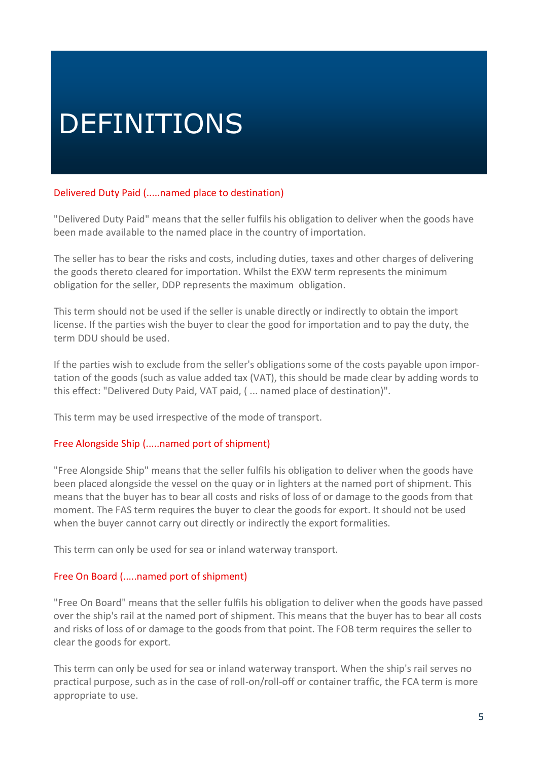# DEFINITIONS

### Delivered Duty Paid (.....named place to destination)

"Delivered Duty Paid" means that the seller fulfils his obligation to deliver when the goods have been made available to the named place in the country of importation.

The seller has to bear the risks and costs, including duties, taxes and other charges of delivering the goods thereto cleared for importation. Whilst the EXW term represents the minimum obligation for the seller, DDP represents the maximum obligation.

This term should not be used if the seller is unable directly or indirectly to obtain the import license. If the parties wish the buyer to clear the good for importation and to pay the duty, the term DDU should be used.

If the parties wish to exclude from the seller's obligations some of the costs payable upon importation of the goods (such as value added tax (VAT), this should be made clear by adding words to this effect: "Delivered Duty Paid, VAT paid, ( ... named place of destination)".

This term may be used irrespective of the mode of transport.

### Free Alongside Ship (.....named port of shipment)

"Free Alongside Ship" means that the seller fulfils his obligation to deliver when the goods have been placed alongside the vessel on the quay or in lighters at the named port of shipment. This means that the buyer has to bear all costs and risks of loss of or damage to the goods from that moment. The FAS term requires the buyer to clear the goods for export. It should not be used when the buyer cannot carry out directly or indirectly the export formalities.

This term can only be used for sea or inland waterway transport.

### Free On Board (.....named port of shipment)

"Free On Board" means that the seller fulfils his obligation to deliver when the goods have passed over the ship's rail at the named port of shipment. This means that the buyer has to bear all costs and risks of loss of or damage to the goods from that point. The FOB term requires the seller to clear the goods for export.

This term can only be used for sea or inland waterway transport. When the ship's rail serves no practical purpose, such as in the case of roll-on/roll-off or container traffic, the FCA term is more appropriate to use.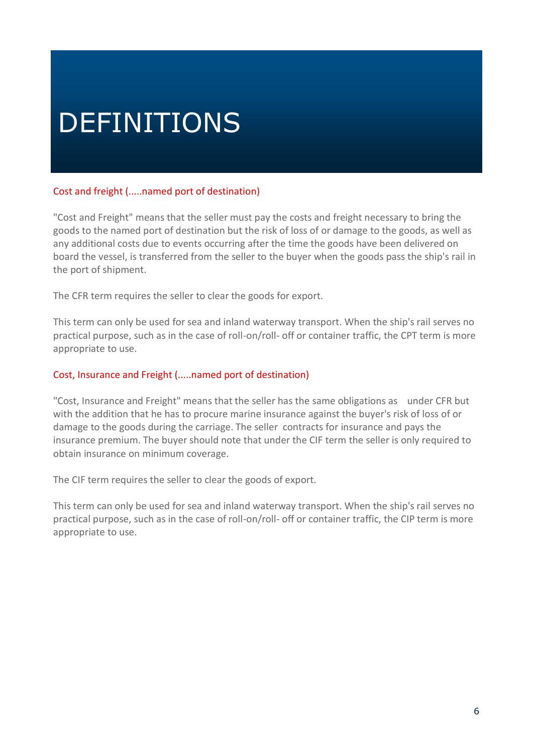# DEFINITIONS

## Cost and freight (.....named port of destination)

"Cost and Freight" means that the seller must pay the costs and freight necessary to bring the goods to the named port of destination but the risk of loss of or damage to the goods, as well as any additional costs due to events occurring after the time the goods have been delivered on board the vessel, is transferred from the seller to the buyer when the goods pass the ship's rail in the port of shipment.

The CFR term requires the seller to clear the goods for export.

This term can only be used for sea and inland waterway transport. When the ship's rail serves no practical purpose, such as in the case of roll-on/roll- off or container traffic, the CPT term is more appropriate to use.

## Cost, Insurance and Freight (.....named port of destination)

"Cost, Insurance and Freight" means that the seller has the same obligations as under CFR but with the addition that he has to procure marine insurance against the buyer's risk of loss of or damage to the goods during the carriage. The seller contracts for insurance and pays the insurance premium. The buyer should note that under the CIF term the seller is only required to obtain insurance on minimum coverage.

The CIF term requires the seller to clear the goods of export.

This term can only be used for sea and inland waterway transport. When the ship's rail serves no practical purpose, such as in the case of roll-on/roll- off or container traffic, the CIP term is more appropriate to use.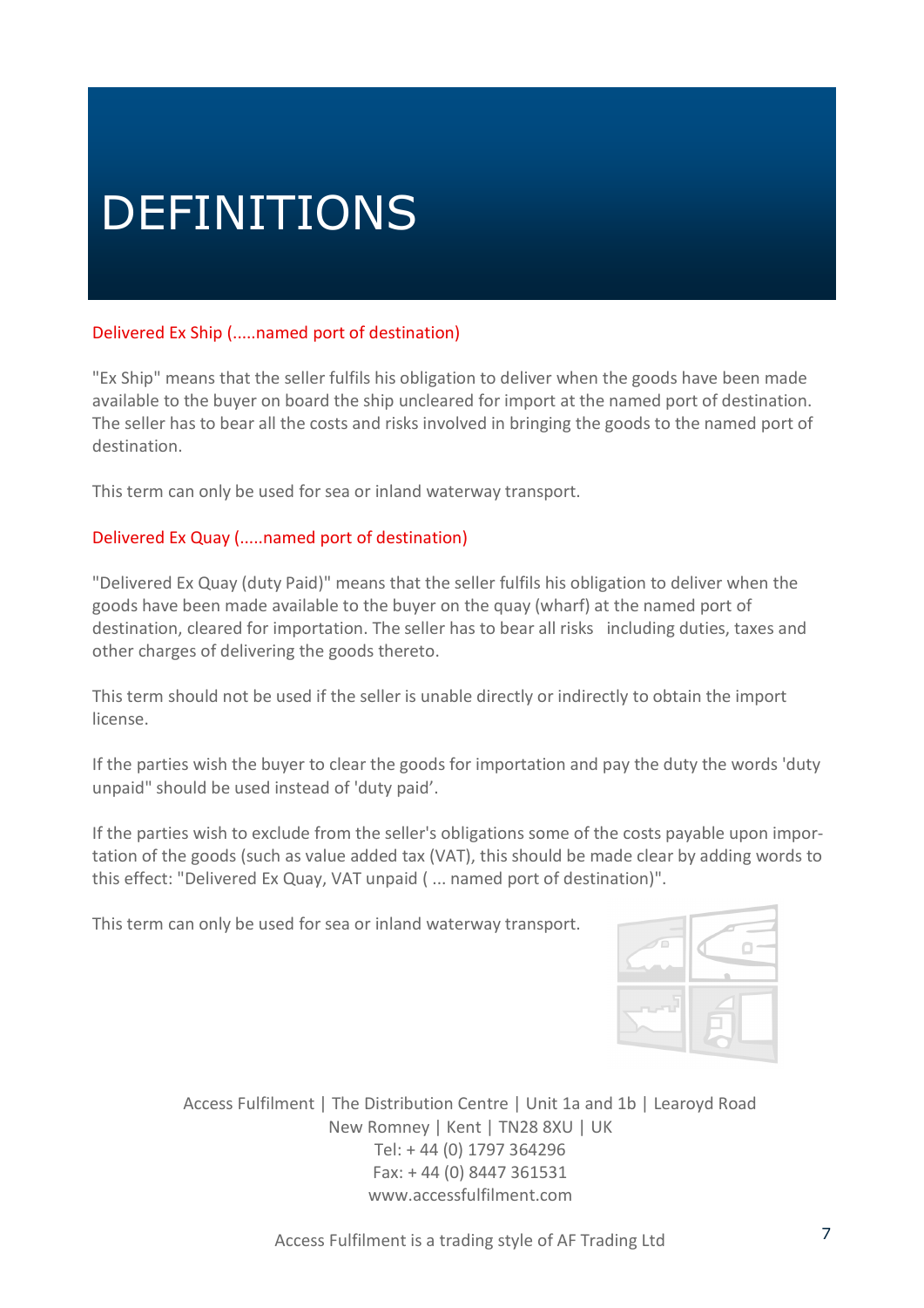# DEFINITIONS

## Delivered Ex Ship (.....named port of destination)

"Ex Ship" means that the seller fulfils his obligation to deliver when the goods have been made available to the buyer on board the ship uncleared for import at the named port of destination. The seller has to bear all the costs and risks involved in bringing the goods to the named port of destination.

This term can only be used for sea or inland waterway transport.

## Delivered Ex Quay (.....named port of destination)

"Delivered Ex Quay (duty Paid)" means that the seller fulfils his obligation to deliver when the goods have been made available to the buyer on the quay (wharf) at the named port of destination, cleared for importation. The seller has to bear all risks including duties, taxes and other charges of delivering the goods thereto.

This term should not be used if the seller is unable directly or indirectly to obtain the import license.

If the parties wish the buyer to clear the goods for importation and pay the duty the words 'duty unpaid" should be used instead of 'duty paid'.

If the parties wish to exclude from the seller's obligations some of the costs payable upon importation of the goods (such as value added tax (VAT), this should be made clear by adding words to this effect: "Delivered Ex Quay, VAT unpaid ( ... named port of destination)".

This term can only be used for sea or inland waterway transport.

Access Fulfilment | The Distribution Centre | Unit 1a and 1b | Learoyd Road
New Romney | Kent | TN28 8XU | UK
Tel: + 44 (0) 1797 364296
Fax: + 44 (0) 8447 361531
www.accessfulfilment.com

Access Fulfilment is a trading style of AF Trading Ltd